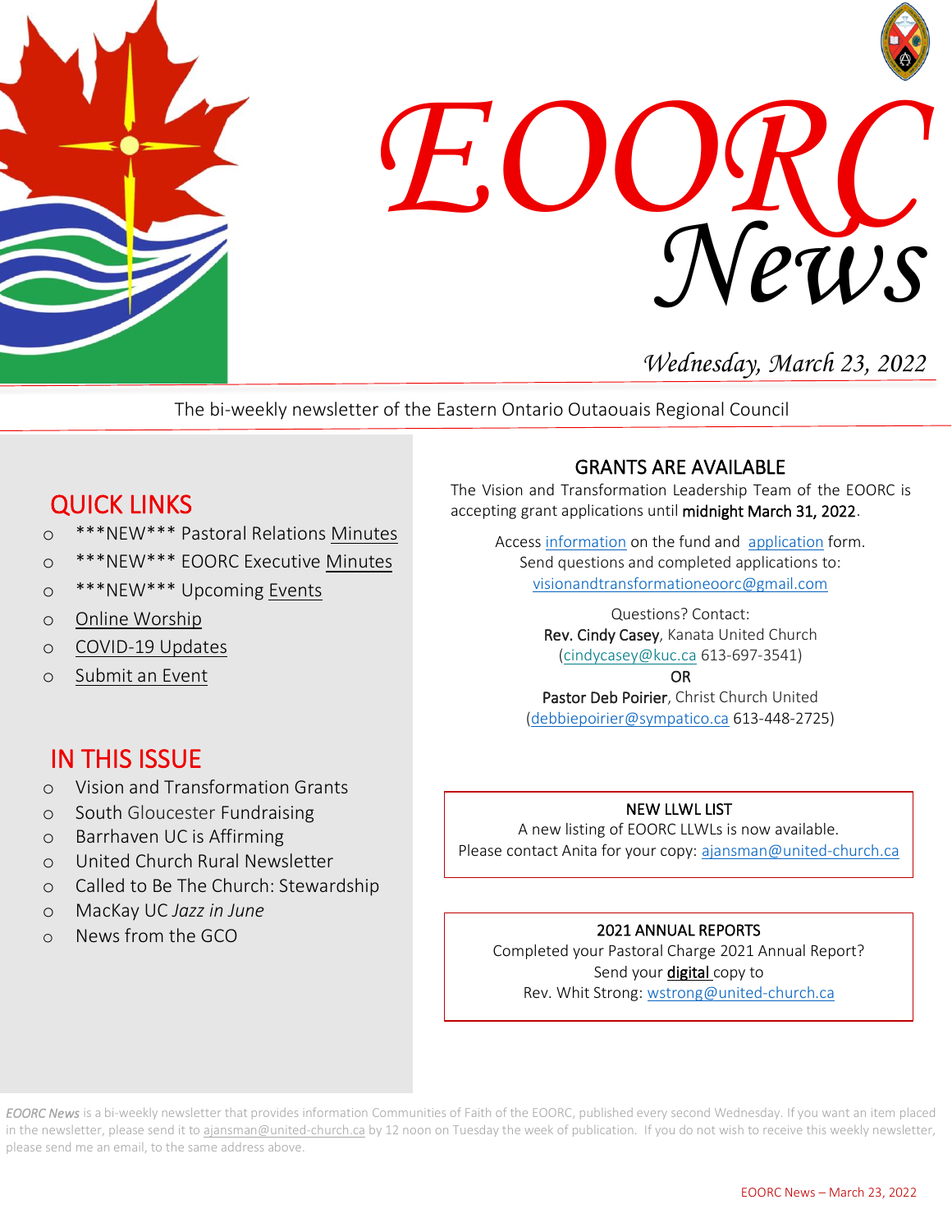# EOORC News

*Wednesday, March 23, 2022*

The bi-weekly newsletter of the Eastern Ontario Outaouais Regional Council

## QUICK LINKS

- \*\*\*NEW\*\*\* Pastoral Relations Minutes
- \*\*\*NEW\*\*\* EOORC Executive Minutes
- \*\*\*NEW\*\*\* Upcoming Events
- Online Worship
- COVID-19 Updates
- Submit an Event

## IN THIS ISSUE

- Vision and Transformation Grants
- South Gloucester Fundraising
- Barrhaven UC is Affirming
- United Church Rural Newsletter
- Called to Be The Church: Stewardship
- MacKay UC *Jazz in June*
- News from the GCO

## GRANTS ARE AVAILABLE

The Vision and Transformation Leadership Team of the EOORC is accepting grant applications until **midnight March 31, 2022**.

Access information on the fund and application form.
Send questions and completed applications to:
visionandtransformationeoorc@gmail.com

Questions? Contact:
**Rev. Cindy Casey**, Kanata United Church
(cindycasey@kuc.ca 613-697-3541)
OR
**Pastor Deb Poirier**, Christ Church United
(debbiepoirier@sympatico.ca 613-448-2725)

### NEW LLWL LIST

A new listing of EOORC LLWLs is now available.
Please contact Anita for your copy: ajansman@united-church.ca

### 2021 ANNUAL REPORTS

Completed your Pastoral Charge 2021 Annual Report?
Send your **digital** copy to
Rev. Whit Strong: wstrong@united-church.ca

*EOORC News* is a bi-weekly newsletter that provides information Communities of Faith of the EOORC, published every second Wednesday. If you want an item placed in the newsletter, please send it to ajansman@united-church.ca by 12 noon on Tuesday the week of publication. If you do not wish to receive this weekly newsletter, please send me an email, to the same address above.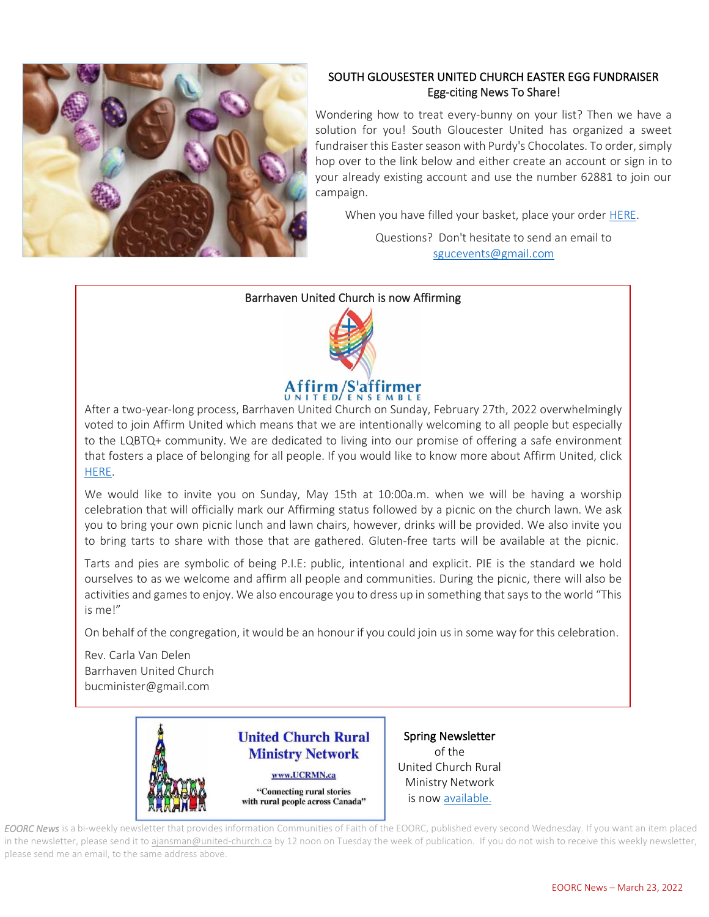## SOUTH GLOUSESTER UNITED CHURCH EASTER EGG FUNDRAISER
### Egg-citing News To Share!

Wondering how to treat every-bunny on your list? Then we have a solution for you! South Gloucester United has organized a sweet fundraiser this Easter season with Purdy's Chocolates. To order, simply hop over to the link below and either create an account or sign in to your already existing account and use the number 62881 to join our campaign.

When you have filled your basket, place your order HERE.

Questions? Don't hesitate to send an email to sgucevents@gmail.com

## Barrhaven United Church is now Affirming

Affirm/S'affirmer UNITED/ENSEMBLE

After a two-year-long process, Barrhaven United Church on Sunday, February 27th, 2022 overwhelmingly voted to join Affirm United which means that we are intentionally welcoming to all people but especially to the LQBTQ+ community. We are dedicated to living into our promise of offering a safe environment that fosters a place of belonging for all people. If you would like to know more about Affirm United, click HERE.

We would like to invite you on Sunday, May 15th at 10:00a.m. when we will be having a worship celebration that will officially mark our Affirming status followed by a picnic on the church lawn. We ask you to bring your own picnic lunch and lawn chairs, however, drinks will be provided. We also invite you to bring tarts to share with those that are gathered. Gluten-free tarts will be available at the picnic.

Tarts and pies are symbolic of being P.I.E: public, intentional and explicit. PIE is the standard we hold ourselves to as we welcome and affirm all people and communities. During the picnic, there will also be activities and games to enjoy. We also encourage you to dress up in something that says to the world "This is me!"

On behalf of the congregation, it would be an honour if you could join us in some way for this celebration.

Rev. Carla Van Delen
Barrhaven United Church
bucminister@gmail.com

**United Church Rural Ministry Network**
www.UCRMN.ca
"Connecting rural stories with rural people across Canada"

**Spring Newsletter**
of the
United Church Rural Ministry Network
is now available.

*EOORC News* is a bi-weekly newsletter that provides information Communities of Faith of the EOORC, published every second Wednesday. If you want an item placed in the newsletter, please send it to ajansman@united-church.ca by 12 noon on Tuesday the week of publication. If you do not wish to receive this weekly newsletter, please send me an email, to the same address above.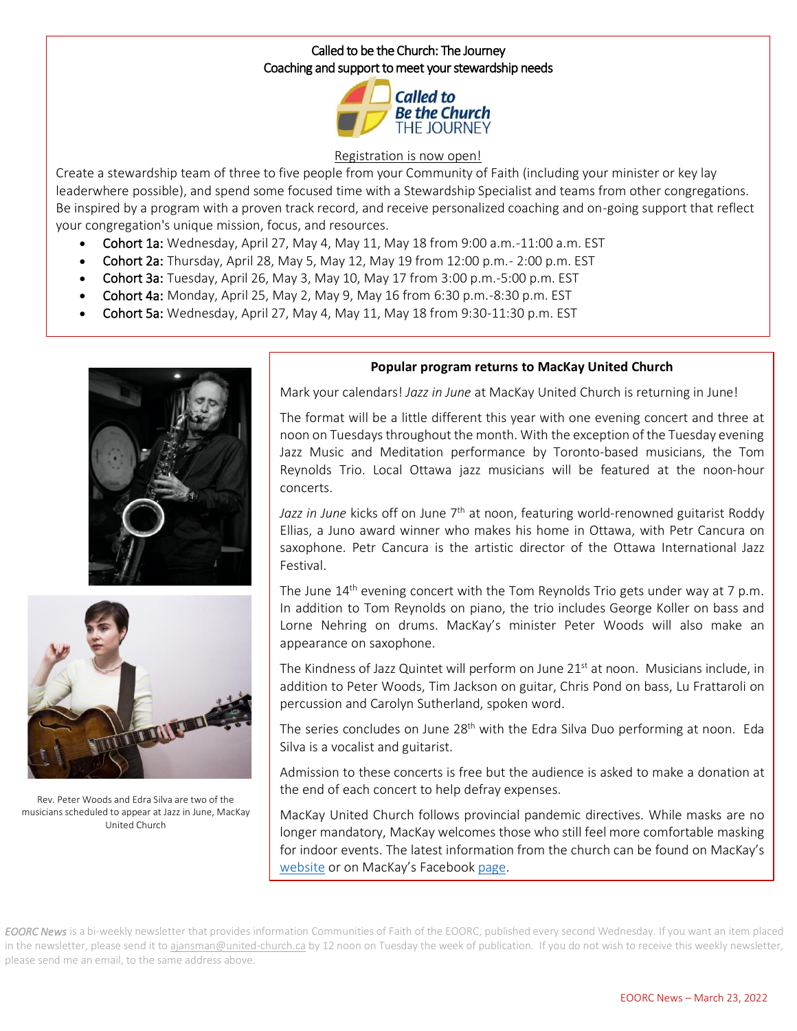Called to be the Church: The Journey
Coaching and support to meet your stewardship needs

Registration is now open!

Create a stewardship team of three to five people from your Community of Faith (including your minister or key lay leaderwhere possible), and spend some focused time with a Stewardship Specialist and teams from other congregations. Be inspired by a program with a proven track record, and receive personalized coaching and on-going support that reflect your congregation's unique mission, focus, and resources.

- Cohort 1a: Wednesday, April 27, May 4, May 11, May 18 from 9:00 a.m.-11:00 a.m. EST
- Cohort 2a: Thursday, April 28, May 5, May 12, May 19 from 12:00 p.m.- 2:00 p.m. EST
- Cohort 3a: Tuesday, April 26, May 3, May 10, May 17 from 3:00 p.m.-5:00 p.m. EST
- Cohort 4a: Monday, April 25, May 2, May 9, May 16 from 6:30 p.m.-8:30 p.m. EST
- Cohort 5a: Wednesday, April 27, May 4, May 11, May 18 from 9:30-11:30 p.m. EST

Rev. Peter Woods and Edra Silva are two of the musicians scheduled to appear at Jazz in June, MacKay United Church

**Popular program returns to MacKay United Church**

Mark your calendars! *Jazz in June* at MacKay United Church is returning in June!

The format will be a little different this year with one evening concert and three at noon on Tuesdays throughout the month. With the exception of the Tuesday evening Jazz Music and Meditation performance by Toronto-based musicians, the Tom Reynolds Trio. Local Ottawa jazz musicians will be featured at the noon-hour concerts.

*Jazz in June* kicks off on June 7th at noon, featuring world-renowned guitarist Roddy Ellias, a Juno award winner who makes his home in Ottawa, with Petr Cancura on saxophone. Petr Cancura is the artistic director of the Ottawa International Jazz Festival.

The June 14th evening concert with the Tom Reynolds Trio gets under way at 7 p.m. In addition to Tom Reynolds on piano, the trio includes George Koller on bass and Lorne Nehring on drums. MacKay's minister Peter Woods will also make an appearance on saxophone.

The Kindness of Jazz Quintet will perform on June 21st at noon. Musicians include, in addition to Peter Woods, Tim Jackson on guitar, Chris Pond on bass, Lu Frattaroli on percussion and Carolyn Sutherland, spoken word.

The series concludes on June 28th with the Edra Silva Duo performing at noon. Eda Silva is a vocalist and guitarist.

Admission to these concerts is free but the audience is asked to make a donation at the end of each concert to help defray expenses.

MacKay United Church follows provincial pandemic directives. While masks are no longer mandatory, MacKay welcomes those who still feel more comfortable masking for indoor events. The latest information from the church can be found on MacKay's website or on MacKay's Facebook page.

*EOORC News* is a bi-weekly newsletter that provides information Communities of Faith of the EOORC, published every second Wednesday. If you want an item placed in the newsletter, please send it to ajansman@united-church.ca by 12 noon on Tuesday the week of publication. If you do not wish to receive this weekly newsletter, please send me an email, to the same address above.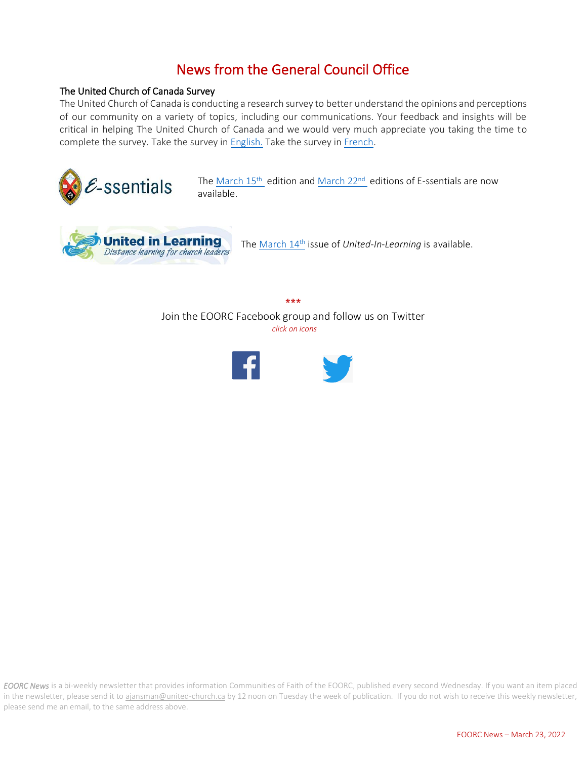## News from the General Council Office

**The United Church of Canada Survey**

The United Church of Canada is conducting a research survey to better understand the opinions and perceptions of our community on a variety of topics, including our communications. Your feedback and insights will be critical in helping The United Church of Canada and we would very much appreciate you taking the time to complete the survey. Take the survey in English. Take the survey in French.

The March 15th edition and March 22nd editions of E-ssentials are now available.

The March 14th issue of *United-In-Learning* is available.

\*\*\*

Join the EOORC Facebook group and follow us on Twitter

*click on icons*

*EOORC News* is a bi-weekly newsletter that provides information Communities of Faith of the EOORC, published every second Wednesday. If you want an item placed in the newsletter, please send it to ajansman@united-church.ca by 12 noon on Tuesday the week of publication. If you do not wish to receive this weekly newsletter, please send me an email, to the same address above.